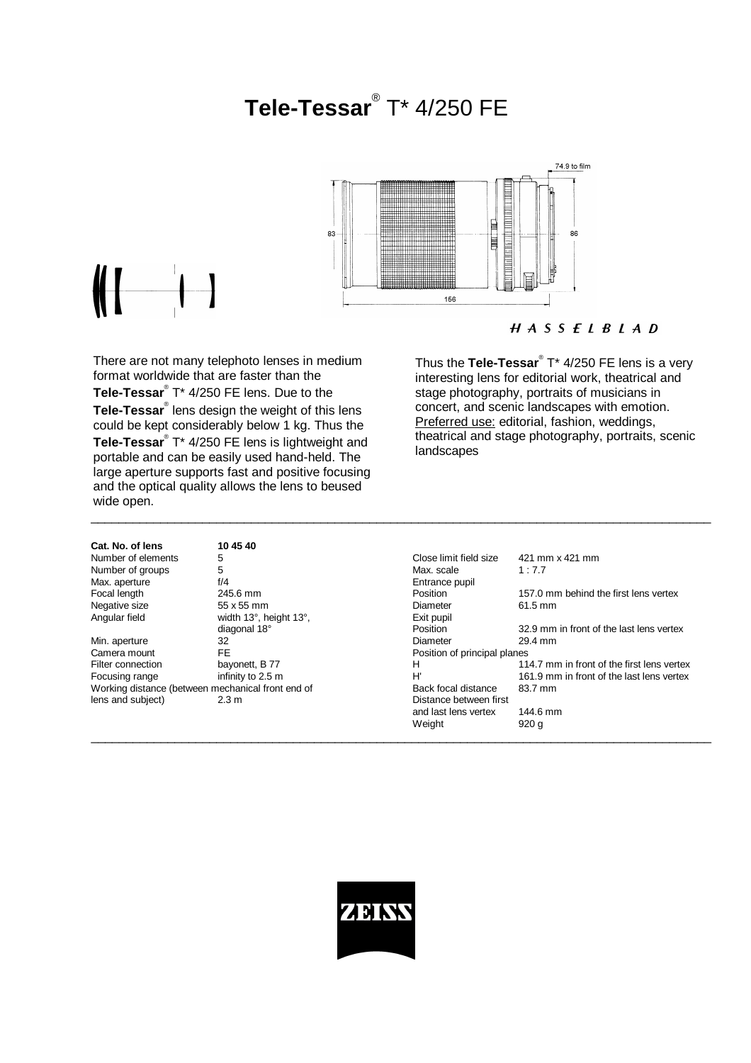# Tele-Tessar® T* 4/250 FE

HASSELBLAD

There are not many telephoto lenses in medium format worldwide that are faster than the **Tele-Tessar**® T* 4/250 FE lens. Due to the **Tele-Tessar**® lens design the weight of this lens could be kept considerably below 1 kg. Thus the **Tele-Tessar**® T* 4/250 FE lens is lightweight and portable and can be easily used hand-held. The large aperture supports fast and positive focusing and the optical quality allows the lens to beused wide open.

Thus the **Tele-Tessar**® T* 4/250 FE lens is a very interesting lens for editorial work, theatrical and stage photography, portraits of musicians in concert, and scenic landscapes with emotion.
Preferred use: editorial, fashion, weddings, theatrical and stage photography, portraits, scenic landscapes

---

| **Cat. No. of lens** | **10 45 40** |
|---|---|
| Number of elements | 5 |
| Number of groups | 5 |
| Max. aperture | f/4 |
| Focal length | 245.6 mm |
| Negative size | 55 x 55 mm |
| Angular field | width 13°, height 13°, diagonal 18° |
| Min. aperture | 32 |
| Camera mount | FE |
| Filter connection | bayonett, B 77 |
| Focusing range | infinity to 2.5 m |
| Working distance (between mechanical front end of lens and subject) | 2.3 m |

| | |
|---|---|
| Close limit field size | 421 mm x 421 mm |
| Max. scale | 1 : 7.7 |
| Entrance pupil | |
| Position | 157.0 mm behind the first lens vertex |
| Diameter | 61.5 mm |
| Exit pupil | |
| Position | 32.9 mm in front of the last lens vertex |
| Diameter | 29.4 mm |
| Position of principal planes | |
| H | 114.7 mm in front of the first lens vertex |
| H' | 161.9 mm in front of the last lens vertex |
| Back focal distance | 83.7 mm |
| Distance between first and last lens vertex | 144.6 mm |
| Weight | 920 g |

---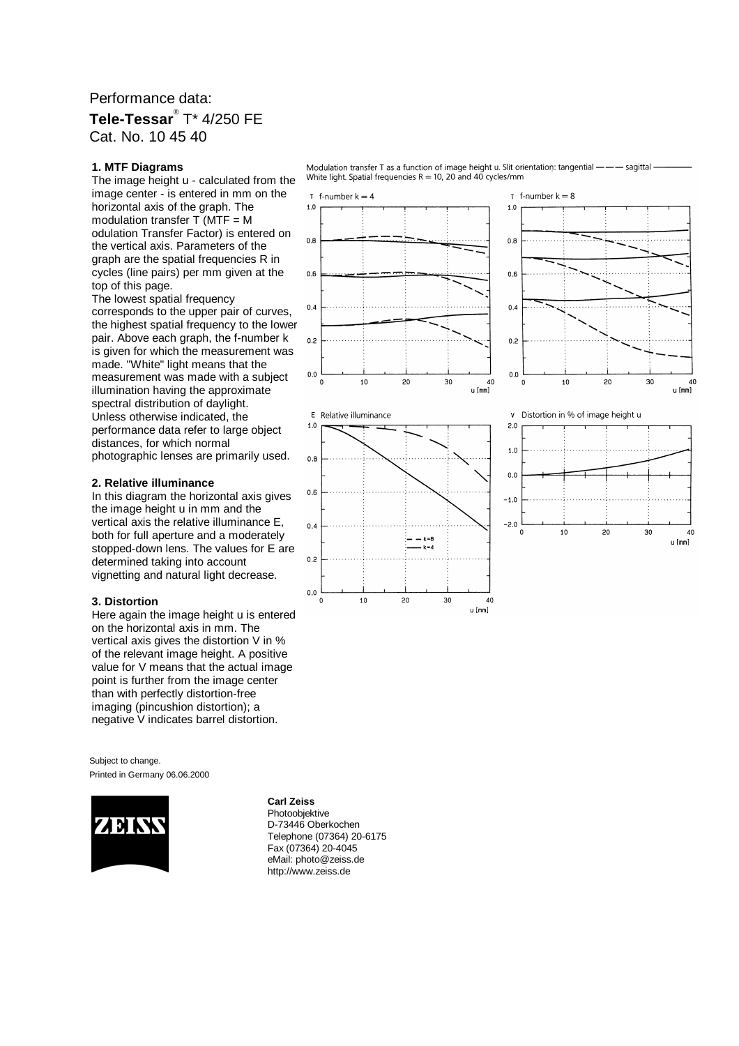Performance data:

# **Tele-Tessar**® T* 4/250 FE

Cat. No. 10 45 40

### 1. MTF Diagrams

The image height u - calculated from the image center - is entered in mm on the horizontal axis of the graph. The modulation transfer T (MTF = M odulation Transfer Factor) is entered on the vertical axis. Parameters of the graph are the spatial frequencies R in cycles (line pairs) per mm given at the top of this page.
The lowest spatial frequency corresponds to the upper pair of curves, the highest spatial frequency to the lower pair. Above each graph, the f-number k is given for which the measurement was made. "White" light means that the measurement was made with a subject illumination having the approximate spectral distribution of daylight.
Unless otherwise indicated, the performance data refer to large object distances, for which normal photographic lenses are primarily used.

### 2. Relative illuminance

In this diagram the horizontal axis gives the image height u in mm and the vertical axis the relative illuminance E, both for full aperture and a moderately stopped-down lens. The values for E are determined taking into account vignetting and natural light decrease.

### 3. Distortion

Here again the image height u is entered on the horizontal axis in mm. The vertical axis gives the distortion V in % of the relevant image height. A positive value for V means that the actual image point is further from the image center than with perfectly distortion-free imaging (pincushion distortion); a negative V indicates barrel distortion.

Modulation transfer T as a function of image height u. Slit orientation: tangential — — — sagittal ———
White light. Spatial frequencies R = 10, 20 and 40 cycles/mm

T f-number k = 4
1.0
0.8
0.6
0.4
0.2
0.0
0 10 20 30 40
u [mm]

T f-number k = 8
1.0
0.8
0.6
0.4
0.2
0.0
0 10 20 30 40
u [mm]

E Relative illuminance
1.0
0.8
0.6
0.4
0.2
0.0
0 10 20 30 40
u [mm]
— — k=8
——— k=4

V Distortion in % of image height u
2.0
1.0
0.0
−1.0
−2.0
0 10 20 30 40
u [mm]

Subject to change.
Printed in Germany 06.06.2000

ZEISS

**Carl Zeiss**
Photoobjektive
D-73446 Oberkochen
Telephone (07364) 20-6175
Fax (07364) 20-4045
eMail: photo@zeiss.de
http://www.zeiss.de